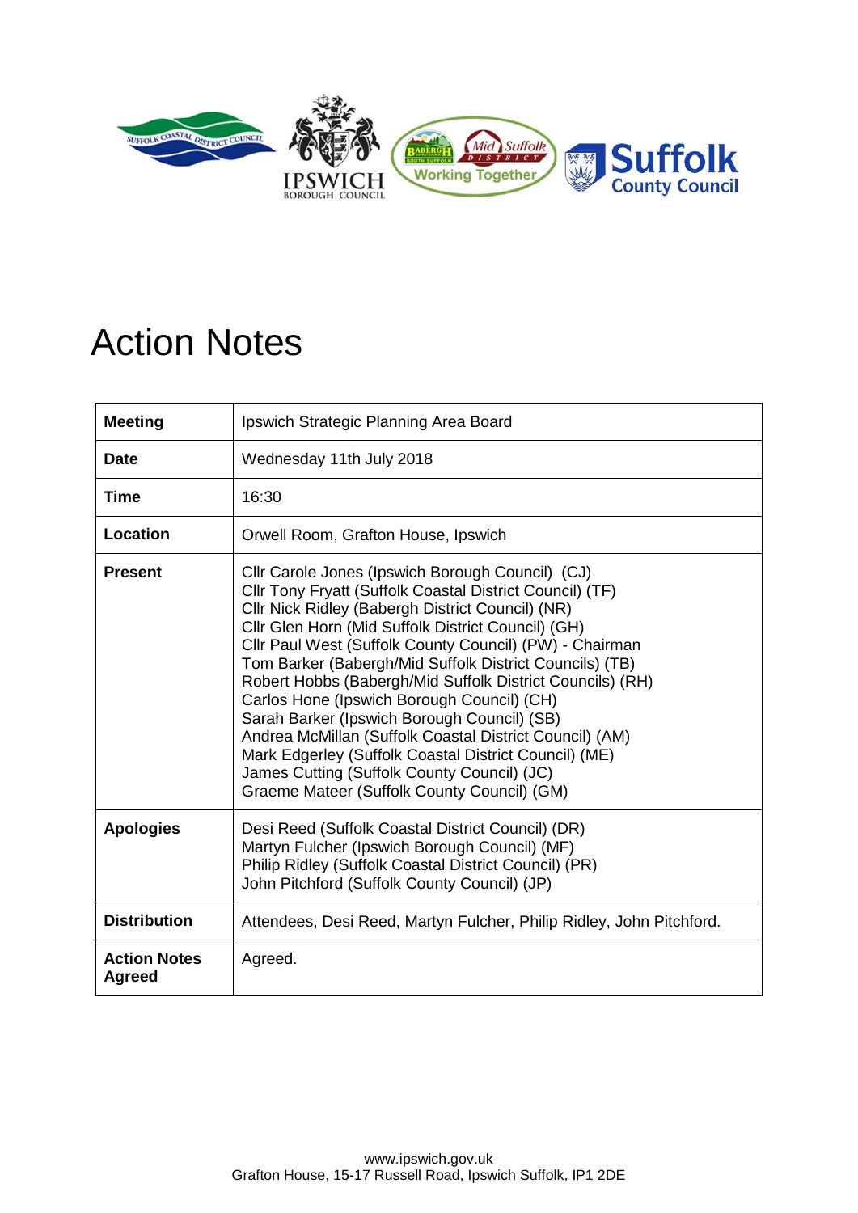# Action Notes

| Meeting | Ipswich Strategic Planning Area Board |
|---|---|
| **Date** | Wednesday 11th July 2018 |
| **Time** | 16:30 |
| **Location** | Orwell Room, Grafton House, Ipswich |
| **Present** | Cllr Carole Jones (Ipswich Borough Council) (CJ)<br>Cllr Tony Fryatt (Suffolk Coastal District Council) (TF)<br>Cllr Nick Ridley (Babergh District Council) (NR)<br>Cllr Glen Horn (Mid Suffolk District Council) (GH)<br>Cllr Paul West (Suffolk County Council) (PW) - Chairman<br>Tom Barker (Babergh/Mid Suffolk District Councils) (TB)<br>Robert Hobbs (Babergh/Mid Suffolk District Councils) (RH)<br>Carlos Hone (Ipswich Borough Council) (CH)<br>Sarah Barker (Ipswich Borough Council) (SB)<br>Andrea McMillan (Suffolk Coastal District Council) (AM)<br>Mark Edgerley (Suffolk Coastal District Council) (ME)<br>James Cutting (Suffolk County Council) (JC)<br>Graeme Mateer (Suffolk County Council) (GM) |
| **Apologies** | Desi Reed (Suffolk Coastal District Council) (DR)<br>Martyn Fulcher (Ipswich Borough Council) (MF)<br>Philip Ridley (Suffolk Coastal District Council) (PR)<br>John Pitchford (Suffolk County Council) (JP) |
| **Distribution** | Attendees, Desi Reed, Martyn Fulcher, Philip Ridley, John Pitchford. |
| **Action Notes Agreed** | Agreed. |

www.ipswich.gov.uk
Grafton House, 15-17 Russell Road, Ipswich Suffolk, IP1 2DE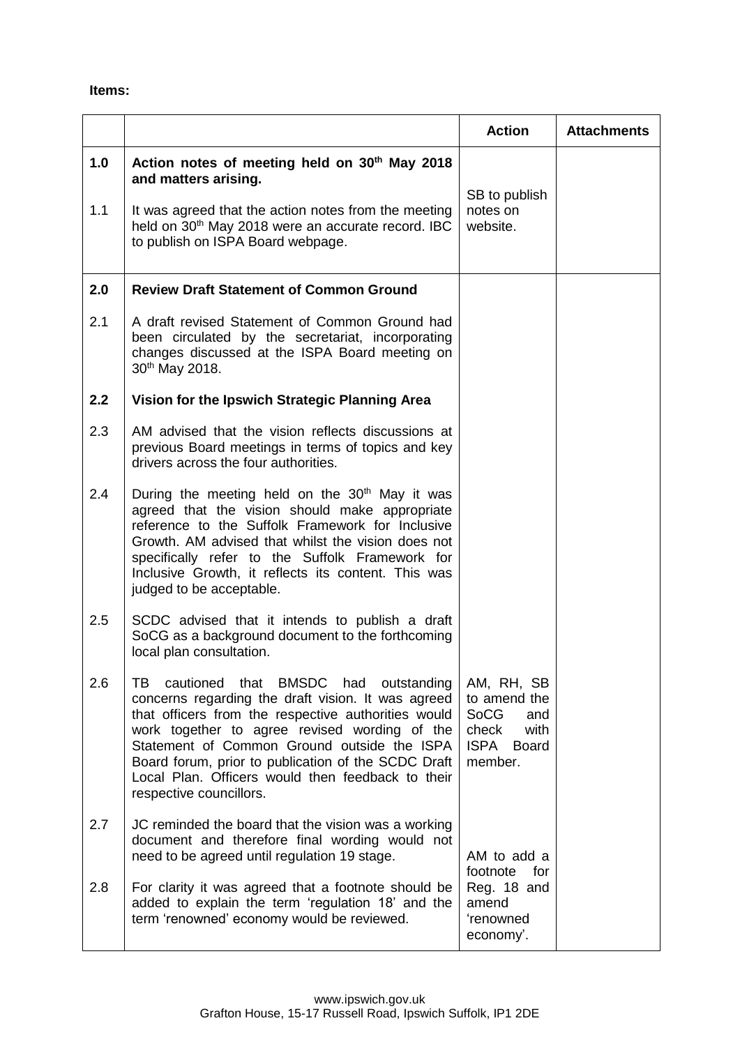**Items:**

| | | Action | Attachments |
|---|---|---|---|
| **1.0** | **Action notes of meeting held on 30th May 2018 and matters arising.** | | |
| 1.1 | It was agreed that the action notes from the meeting held on 30th May 2018 were an accurate record. IBC to publish on ISPA Board webpage. | SB to publish notes on website. | |
| **2.0** | **Review Draft Statement of Common Ground** | | |
| 2.1 | A draft revised Statement of Common Ground had been circulated by the secretariat, incorporating changes discussed at the ISPA Board meeting on 30th May 2018. | | |
| **2.2** | **Vision for the Ipswich Strategic Planning Area** | | |
| 2.3 | AM advised that the vision reflects discussions at previous Board meetings in terms of topics and key drivers across the four authorities. | | |
| 2.4 | During the meeting held on the 30th May it was agreed that the vision should make appropriate reference to the Suffolk Framework for Inclusive Growth. AM advised that whilst the vision does not specifically refer to the Suffolk Framework for Inclusive Growth, it reflects its content. This was judged to be acceptable. | | |
| 2.5 | SCDC advised that it intends to publish a draft SoCG as a background document to the forthcoming local plan consultation. | | |
| 2.6 | TB cautioned that BMSDC had outstanding concerns regarding the draft vision. It was agreed that officers from the respective authorities would work together to agree revised wording of the Statement of Common Ground outside the ISPA Board forum, prior to publication of the SCDC Draft Local Plan. Officers would then feedback to their respective councillors. | AM, RH, SB to amend the SoCG and check with ISPA Board member. | |
| 2.7 | JC reminded the board that the vision was a working document and therefore final wording would not need to be agreed until regulation 19 stage. | | |
| 2.8 | For clarity it was agreed that a footnote should be added to explain the term 'regulation 18' and the term 'renowned' economy would be reviewed. | AM to add a footnote for Reg. 18 and amend 'renowned economy'. | |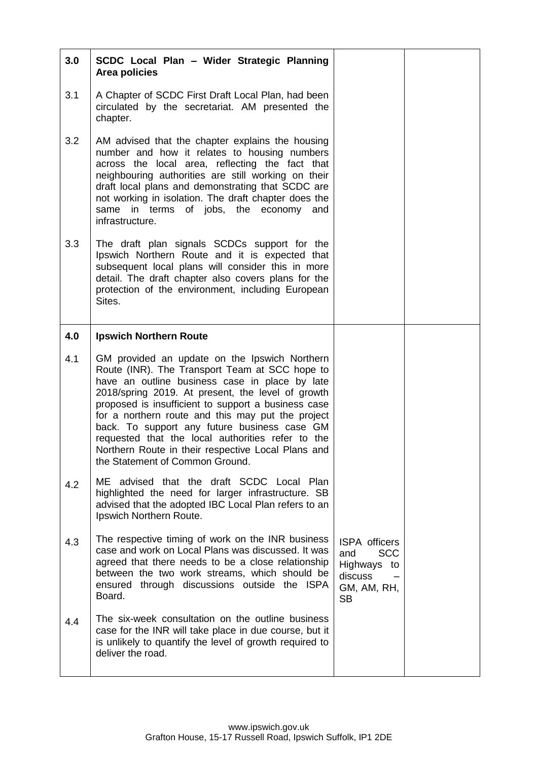| | | | |
|---|---|---|---|
| **3.0** | **SCDC Local Plan – Wider Strategic Planning Area policies** | | |
| 3.1 | A Chapter of SCDC First Draft Local Plan, had been circulated by the secretariat. AM presented the chapter. | | |
| 3.2 | AM advised that the chapter explains the housing number and how it relates to housing numbers across the local area, reflecting the fact that neighbouring authorities are still working on their draft local plans and demonstrating that SCDC are not working in isolation. The draft chapter does the same in terms of jobs, the economy and infrastructure. | | |
| 3.3 | The draft plan signals SCDCs support for the Ipswich Northern Route and it is expected that subsequent local plans will consider this in more detail. The draft chapter also covers plans for the protection of the environment, including European Sites. | | |
| **4.0** | **Ipswich Northern Route** | | |
| 4.1 | GM provided an update on the Ipswich Northern Route (INR). The Transport Team at SCC hope to have an outline business case in place by late 2018/spring 2019. At present, the level of growth proposed is insufficient to support a business case for a northern route and this may put the project back. To support any future business case GM requested that the local authorities refer to the Northern Route in their respective Local Plans and the Statement of Common Ground. | | |
| 4.2 | ME advised that the draft SCDC Local Plan highlighted the need for larger infrastructure. SB advised that the adopted IBC Local Plan refers to an Ipswich Northern Route. | | |
| 4.3 | The respective timing of work on the INR business case and work on Local Plans was discussed. It was agreed that there needs to be a close relationship between the two work streams, which should be ensured through discussions outside the ISPA Board. | ISPA officers and SCC Highways to discuss – GM, AM, RH, SB | |
| 4.4 | The six-week consultation on the outline business case for the INR will take place in due course, but it is unlikely to quantify the level of growth required to deliver the road. | | |

www.ipswich.gov.uk
Grafton House, 15-17 Russell Road, Ipswich Suffolk, IP1 2DE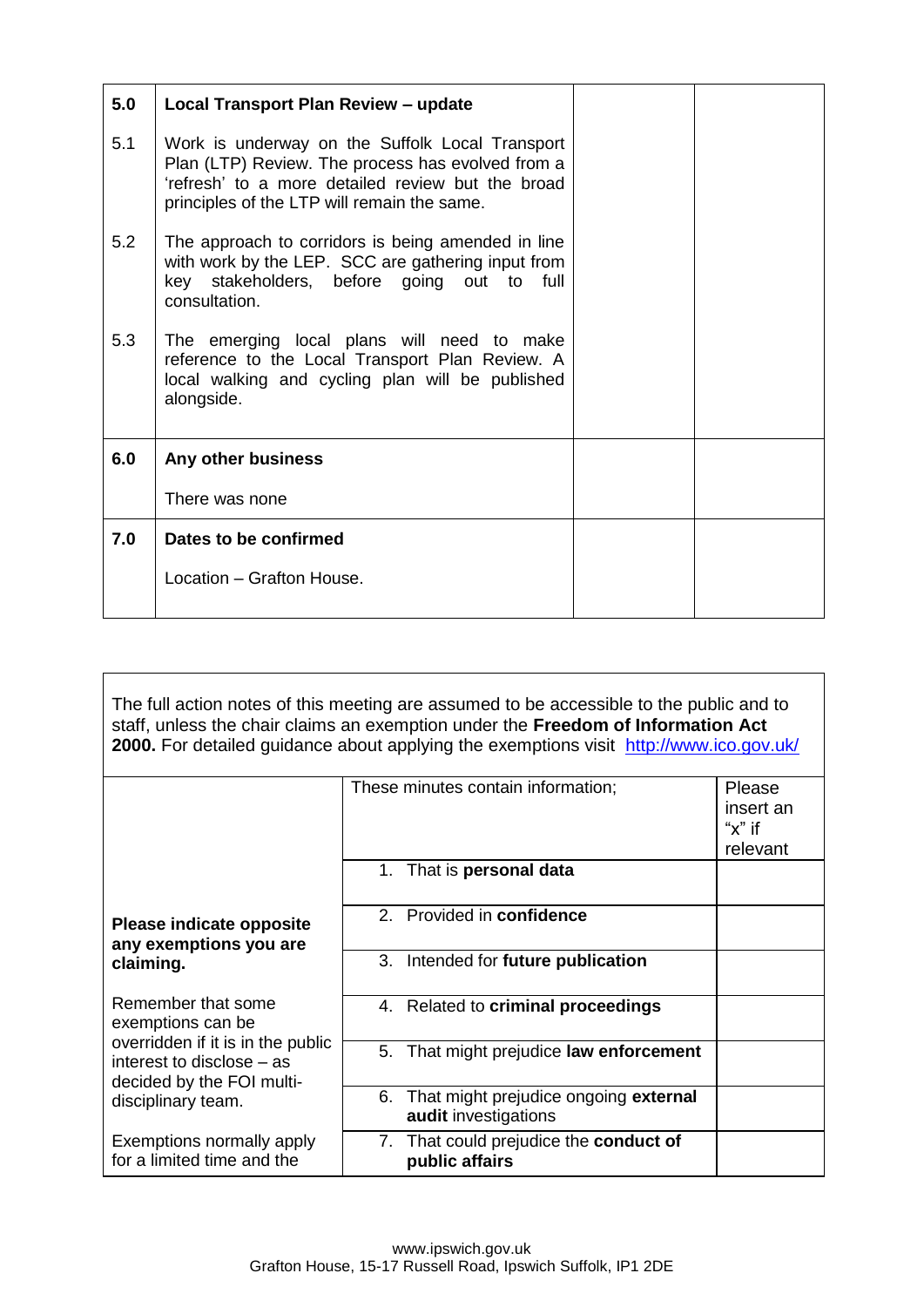| | | | |
|---|---|---|---|
| **5.0** | **Local Transport Plan Review – update** | | |
| 5.1 | Work is underway on the Suffolk Local Transport Plan (LTP) Review. The process has evolved from a 'refresh' to a more detailed review but the broad principles of the LTP will remain the same. | | |
| 5.2 | The approach to corridors is being amended in line with work by the LEP. SCC are gathering input from key stakeholders, before going out to full consultation. | | |
| 5.3 | The emerging local plans will need to make reference to the Local Transport Plan Review. A local walking and cycling plan will be published alongside. | | |
| **6.0** | **Any other business**<br><br>There was none | | |
| **7.0** | **Dates to be confirmed**<br><br>Location – Grafton House. | | |

The full action notes of this meeting are assumed to be accessible to the public and to staff, unless the chair claims an exemption under the **Freedom of Information Act 2000.** For detailed guidance about applying the exemptions visit http://www.ico.gov.uk/

| | These minutes contain information; | Please insert an "x" if relevant |
|---|---|---|
| **Please indicate opposite any exemptions you are claiming.**<br><br>Remember that some exemptions can be overridden if it is in the public interest to disclose – as decided by the FOI multi-disciplinary team.<br><br>Exemptions normally apply for a limited time and the | 1. That is **personal data** | |
| | 2. Provided in **confidence** | |
| | 3. Intended for **future publication** | |
| | 4. Related to **criminal proceedings** | |
| | 5. That might prejudice **law enforcement** | |
| | 6. That might prejudice ongoing **external audit** investigations | |
| | 7. That could prejudice the **conduct of public affairs** | |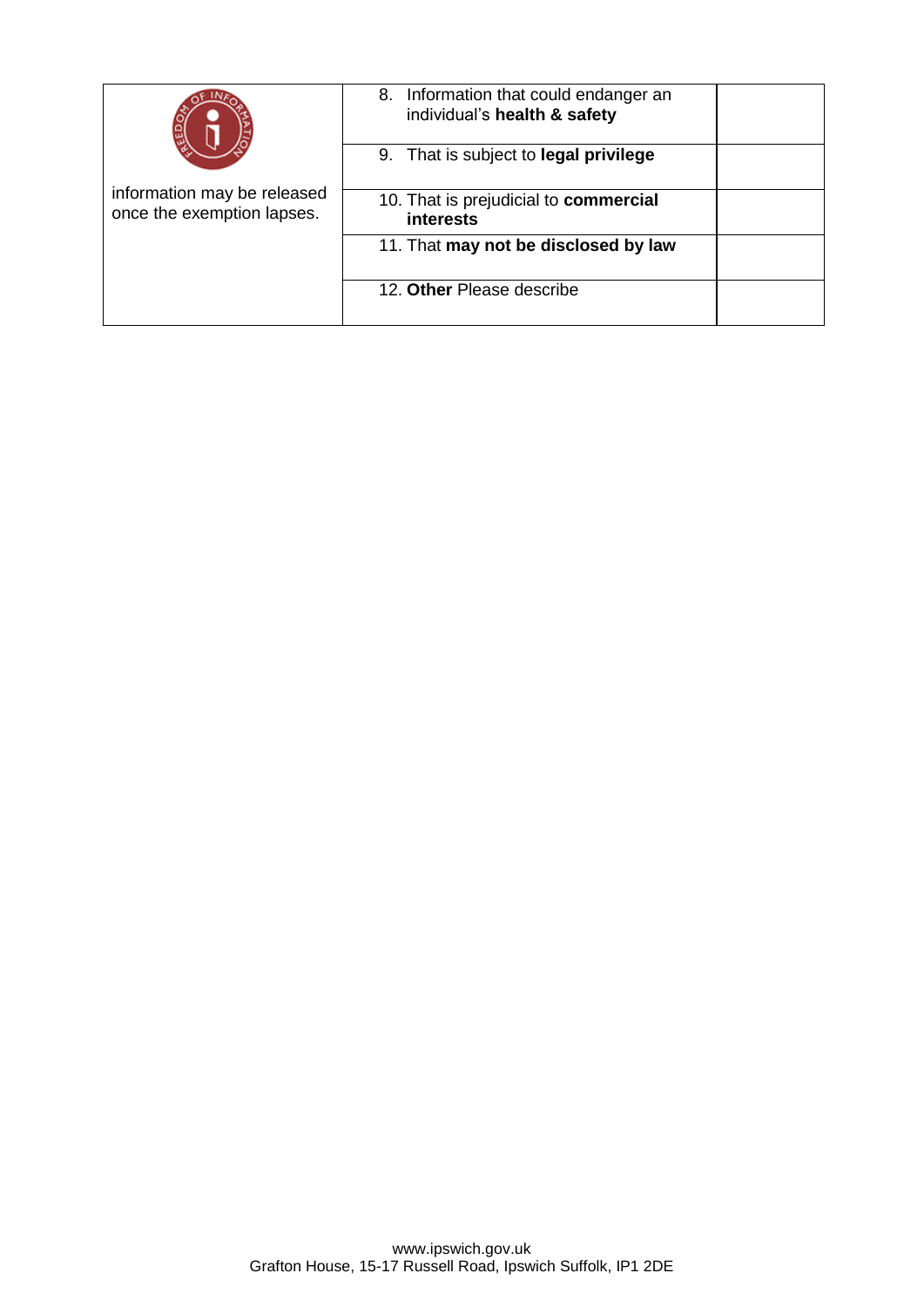| | | |
|---|---|---|
| information may be released once the exemption lapses. | 8. Information that could endanger an individual's **health & safety** | |
| | 9. That is subject to **legal privilege** | |
| | 10. That is prejudicial to **commercial interests** | |
| | 11. That **may not be disclosed by law** | |
| | 12. **Other** Please describe | |

www.ipswich.gov.uk
Grafton House, 15-17 Russell Road, Ipswich Suffolk, IP1 2DE